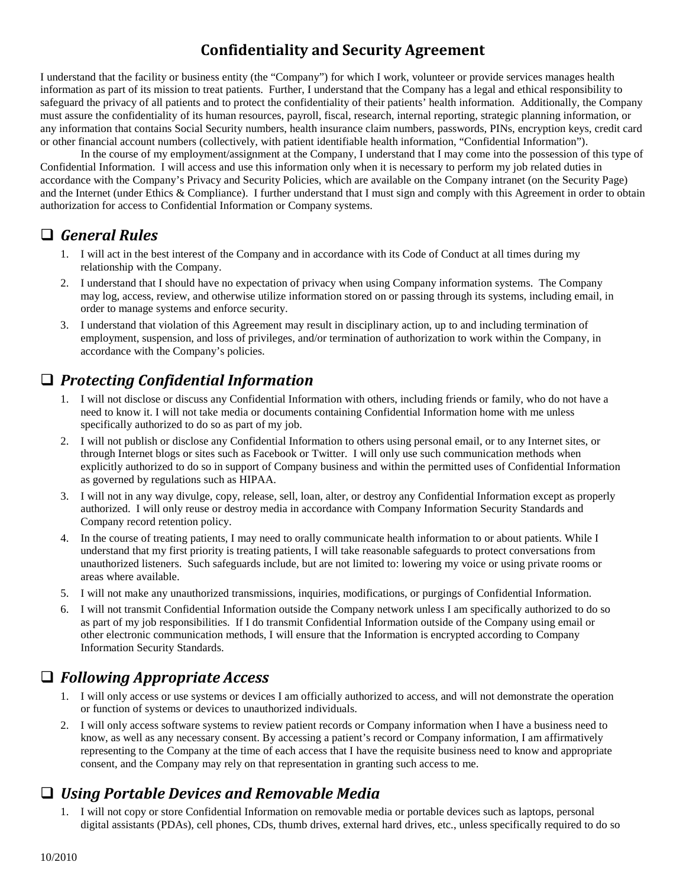# Confidentiality and Security Agreement

I understand that the facility or business entity (the "Company") for which I work, volunteer or provide services manages health information as part of its mission to treat patients. Further, I understand that the Company has a legal and ethical responsibility to safeguard the privacy of all patients and to protect the confidentiality of their patients' health information. Additionally, the Company must assure the confidentiality of its human resources, payroll, fiscal, research, internal reporting, strategic planning information, or any information that contains Social Security numbers, health insurance claim numbers, passwords, PINs, encryption keys, credit card or other financial account numbers (collectively, with patient identifiable health information, "Confidential Information").

In the course of my employment/assignment at the Company, I understand that I may come into the possession of this type of Confidential Information. I will access and use this information only when it is necessary to perform my job related duties in accordance with the Company's Privacy and Security Policies, which are available on the Company intranet (on the Security Page) and the Internet (under Ethics & Compliance). I further understand that I must sign and comply with this Agreement in order to obtain authorization for access to Confidential Information or Company systems.

## ❑ *General Rules*

1. I will act in the best interest of the Company and in accordance with its Code of Conduct at all times during my relationship with the Company.
2. I understand that I should have no expectation of privacy when using Company information systems. The Company may log, access, review, and otherwise utilize information stored on or passing through its systems, including email, in order to manage systems and enforce security.
3. I understand that violation of this Agreement may result in disciplinary action, up to and including termination of employment, suspension, and loss of privileges, and/or termination of authorization to work within the Company, in accordance with the Company's policies.

## ❑ *Protecting Confidential Information*

1. I will not disclose or discuss any Confidential Information with others, including friends or family, who do not have a need to know it. I will not take media or documents containing Confidential Information home with me unless specifically authorized to do so as part of my job.
2. I will not publish or disclose any Confidential Information to others using personal email, or to any Internet sites, or through Internet blogs or sites such as Facebook or Twitter. I will only use such communication methods when explicitly authorized to do so in support of Company business and within the permitted uses of Confidential Information as governed by regulations such as HIPAA.
3. I will not in any way divulge, copy, release, sell, loan, alter, or destroy any Confidential Information except as properly authorized. I will only reuse or destroy media in accordance with Company Information Security Standards and Company record retention policy.
4. In the course of treating patients, I may need to orally communicate health information to or about patients. While I understand that my first priority is treating patients, I will take reasonable safeguards to protect conversations from unauthorized listeners. Such safeguards include, but are not limited to: lowering my voice or using private rooms or areas where available.
5. I will not make any unauthorized transmissions, inquiries, modifications, or purgings of Confidential Information.
6. I will not transmit Confidential Information outside the Company network unless I am specifically authorized to do so as part of my job responsibilities. If I do transmit Confidential Information outside of the Company using email or other electronic communication methods, I will ensure that the Information is encrypted according to Company Information Security Standards.

## ❑ *Following Appropriate Access*

1. I will only access or use systems or devices I am officially authorized to access, and will not demonstrate the operation or function of systems or devices to unauthorized individuals.
2. I will only access software systems to review patient records or Company information when I have a business need to know, as well as any necessary consent. By accessing a patient's record or Company information, I am affirmatively representing to the Company at the time of each access that I have the requisite business need to know and appropriate consent, and the Company may rely on that representation in granting such access to me.

## ❑ *Using Portable Devices and Removable Media*

1. I will not copy or store Confidential Information on removable media or portable devices such as laptops, personal digital assistants (PDAs), cell phones, CDs, thumb drives, external hard drives, etc., unless specifically required to do so

10/2010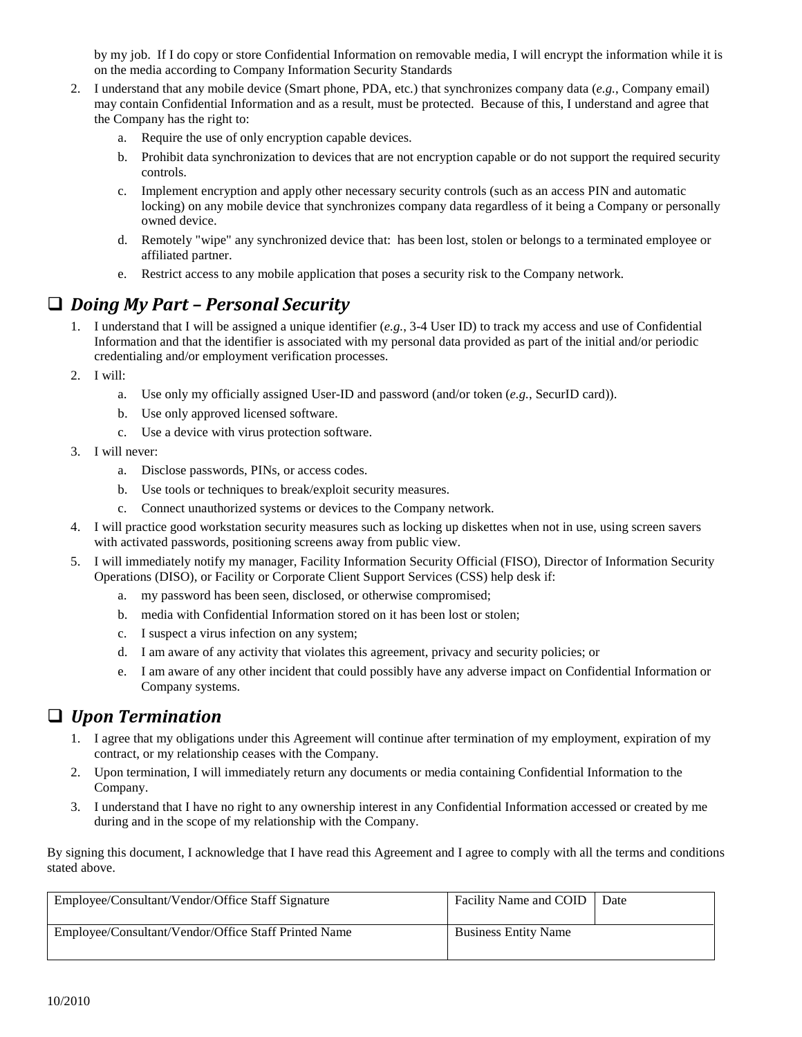by my job. If I do copy or store Confidential Information on removable media, I will encrypt the information while it is on the media according to Company Information Security Standards

2. I understand that any mobile device (Smart phone, PDA, etc.) that synchronizes company data (*e.g.*, Company email) may contain Confidential Information and as a result, must be protected. Because of this, I understand and agree that the Company has the right to:
    a. Require the use of only encryption capable devices.
    b. Prohibit data synchronization to devices that are not encryption capable or do not support the required security controls.
    c. Implement encryption and apply other necessary security controls (such as an access PIN and automatic locking) on any mobile device that synchronizes company data regardless of it being a Company or personally owned device.
    d. Remotely "wipe" any synchronized device that: has been lost, stolen or belongs to a terminated employee or affiliated partner.
    e. Restrict access to any mobile application that poses a security risk to the Company network.

## ❑ *Doing My Part – Personal Security*

1. I understand that I will be assigned a unique identifier (*e.g.*, 3-4 User ID) to track my access and use of Confidential Information and that the identifier is associated with my personal data provided as part of the initial and/or periodic credentialing and/or employment verification processes.
2. I will:
    a. Use only my officially assigned User-ID and password (and/or token (*e.g.*, SecurID card)).
    b. Use only approved licensed software.
    c. Use a device with virus protection software.
3. I will never:
    a. Disclose passwords, PINs, or access codes.
    b. Use tools or techniques to break/exploit security measures.
    c. Connect unauthorized systems or devices to the Company network.
4. I will practice good workstation security measures such as locking up diskettes when not in use, using screen savers with activated passwords, positioning screens away from public view.
5. I will immediately notify my manager, Facility Information Security Official (FISO), Director of Information Security Operations (DISO), or Facility or Corporate Client Support Services (CSS) help desk if:
    a. my password has been seen, disclosed, or otherwise compromised;
    b. media with Confidential Information stored on it has been lost or stolen;
    c. I suspect a virus infection on any system;
    d. I am aware of any activity that violates this agreement, privacy and security policies; or
    e. I am aware of any other incident that could possibly have any adverse impact on Confidential Information or Company systems.

## ❑ *Upon Termination*

1. I agree that my obligations under this Agreement will continue after termination of my employment, expiration of my contract, or my relationship ceases with the Company.
2. Upon termination, I will immediately return any documents or media containing Confidential Information to the Company.
3. I understand that I have no right to any ownership interest in any Confidential Information accessed or created by me during and in the scope of my relationship with the Company.

By signing this document, I acknowledge that I have read this Agreement and I agree to comply with all the terms and conditions stated above.

| | | |
|---|---|---|
| Employee/Consultant/Vendor/Office Staff Signature | Facility Name and COID | Date |
| Employee/Consultant/Vendor/Office Staff Printed Name | Business Entity Name | |

10/2010